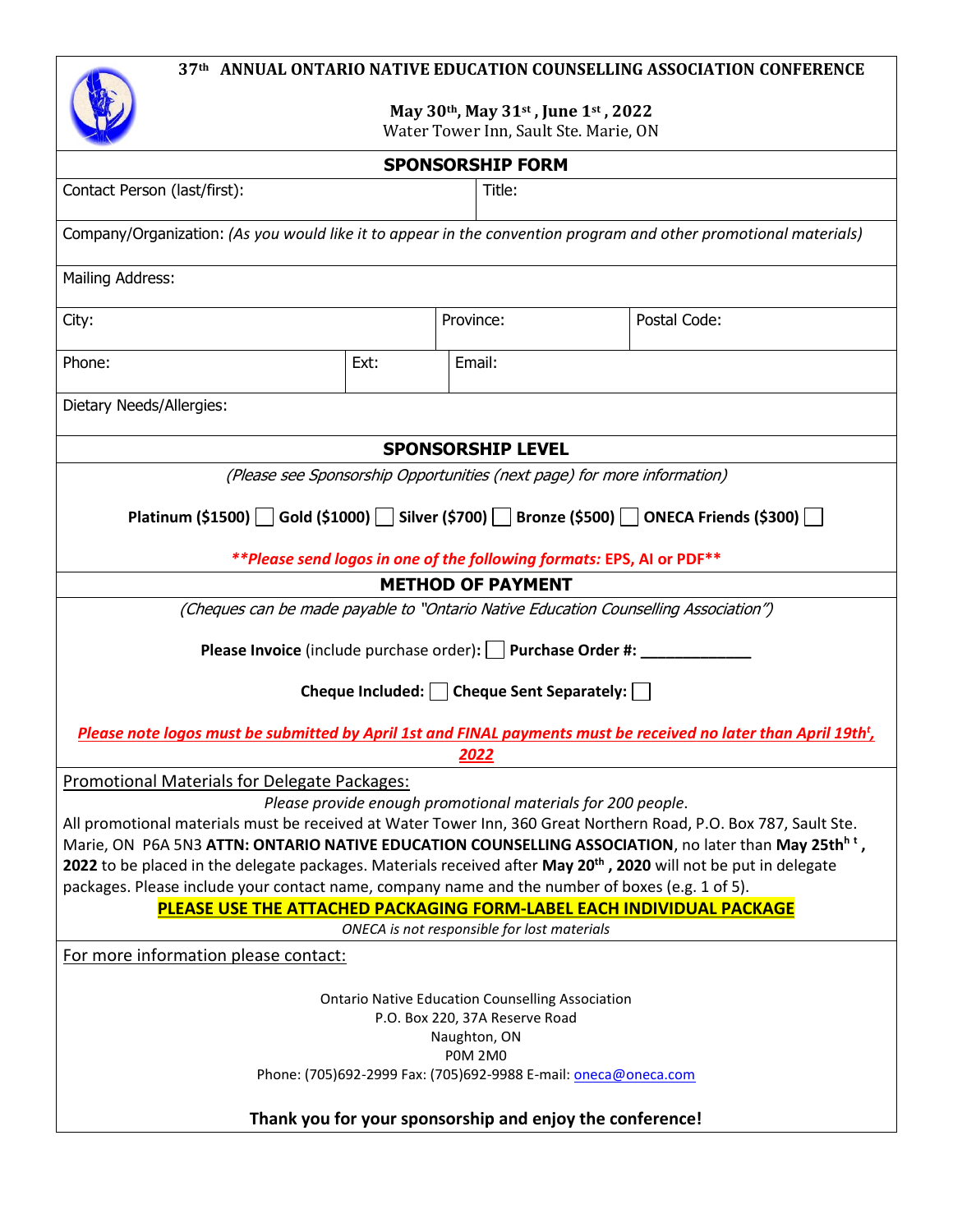# 37th ANNUAL ONTARIO NATIVE EDUCATION COUNSELLING ASSOCIATION CONFERENCE

**May 30th, May 31st, June 1st, 2022**
Water Tower Inn, Sault Ste. Marie, ON

## SPONSORSHIP FORM

| Contact Person (last/first): | Title: |
|---|---|

Company/Organization: *(As you would like it to appear in the convention program and other promotional materials)*

Mailing Address:

| City: | Province: | Postal Code: |
|---|---|---|

| Phone: | Ext: | Email: |
|---|---|---|

Dietary Needs/Allergies:

## SPONSORSHIP LEVEL

*(Please see Sponsorship Opportunities (next page) for more information)*

**Platinum ($1500)** ☐ **Gold ($1000)** ☐ **Silver ($700)** ☐ **Bronze ($500)** ☐ **ONECA Friends ($300)** ☐

***\*\*Please send logos in one of the following formats:* EPS, AI or PDF\*\***

## METHOD OF PAYMENT

*(Cheques can be made payable to "Ontario Native Education Counselling Association")*

**Please Invoice** (include purchase order)**:** ☐ **Purchase Order #: ____________**

**Cheque Included:** ☐ **Cheque Sent Separately:** ☐

***Please note logos must be submitted by April 1st and FINAL payments must be received no later than April 19th, 2022***

Promotional Materials for Delegate Packages:

*Please provide enough promotional materials for 200 people.*

All promotional materials must be received at Water Tower Inn, 360 Great Northern Road, P.O. Box 787, Sault Ste. Marie, ON P6A 5N3 **ATTN: ONTARIO NATIVE EDUCATION COUNSELLING ASSOCIATION**, no later than **May 25th, 2022** to be placed in the delegate packages. Materials received after **May 20th, 2020** will not be put in delegate packages. Please include your contact name, company name and the number of boxes (e.g. 1 of 5).

**PLEASE USE THE ATTACHED PACKAGING FORM-LABEL EACH INDIVIDUAL PACKAGE**

*ONECA is not responsible for lost materials*

For more information please contact:

Ontario Native Education Counselling Association
P.O. Box 220, 37A Reserve Road
Naughton, ON
P0M 2M0
Phone: (705)692-2999 Fax: (705)692-9988 E-mail: oneca@oneca.com

**Thank you for your sponsorship and enjoy the conference!**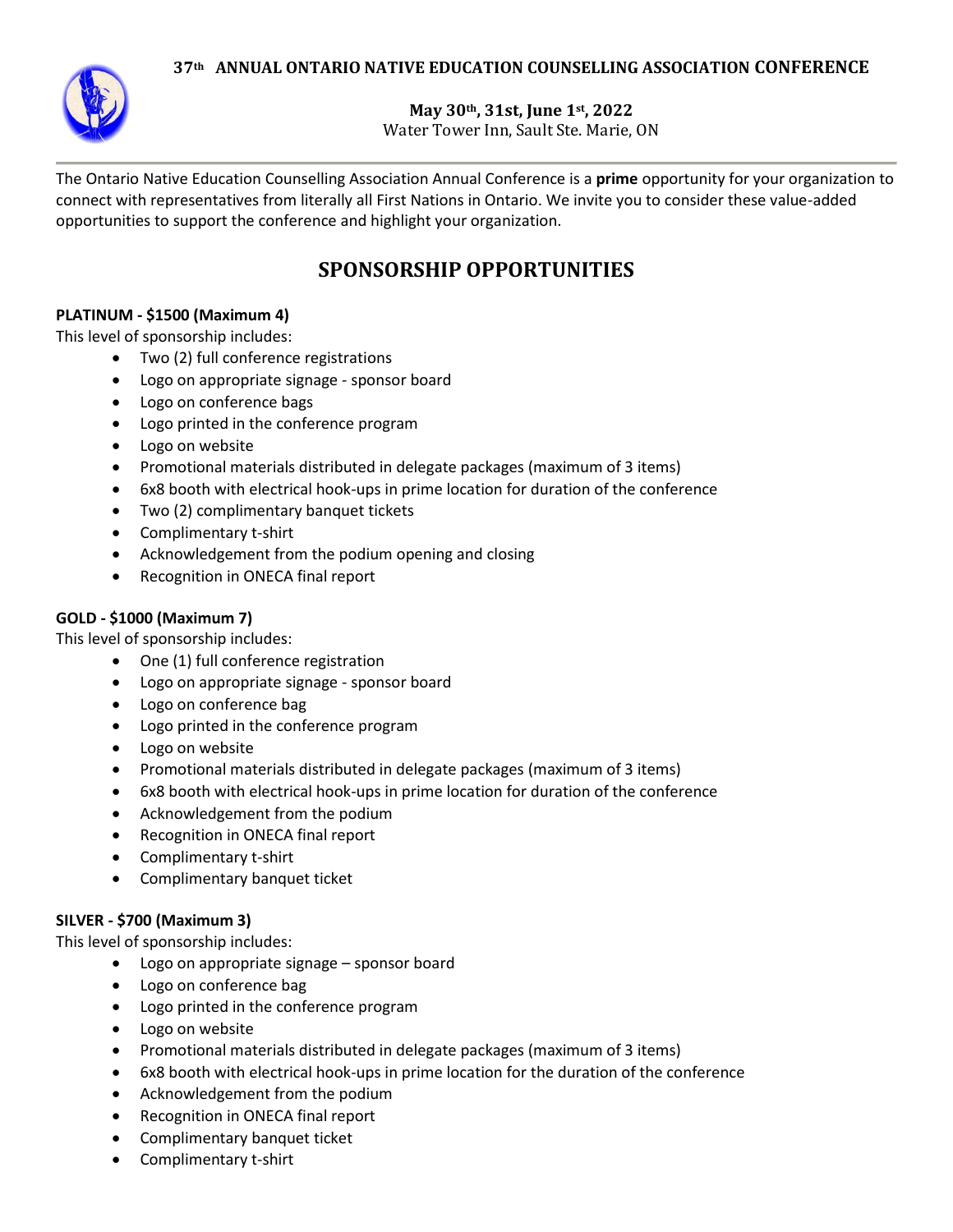**37th ANNUAL ONTARIO NATIVE EDUCATION COUNSELLING ASSOCIATION CONFERENCE**

**May 30th, 31st, June 1st, 2022**
Water Tower Inn, Sault Ste. Marie, ON

---

The Ontario Native Education Counselling Association Annual Conference is a **prime** opportunity for your organization to connect with representatives from literally all First Nations in Ontario. We invite you to consider these value-added opportunities to support the conference and highlight your organization.

## SPONSORSHIP OPPORTUNITIES

**PLATINUM - $1500 (Maximum 4)**
This level of sponsorship includes:

- Two (2) full conference registrations
- Logo on appropriate signage - sponsor board
- Logo on conference bags
- Logo printed in the conference program
- Logo on website
- Promotional materials distributed in delegate packages (maximum of 3 items)
- 6x8 booth with electrical hook-ups in prime location for duration of the conference
- Two (2) complimentary banquet tickets
- Complimentary t-shirt
- Acknowledgement from the podium opening and closing
- Recognition in ONECA final report

**GOLD - $1000 (Maximum 7)**
This level of sponsorship includes:

- One (1) full conference registration
- Logo on appropriate signage - sponsor board
- Logo on conference bag
- Logo printed in the conference program
- Logo on website
- Promotional materials distributed in delegate packages (maximum of 3 items)
- 6x8 booth with electrical hook-ups in prime location for duration of the conference
- Acknowledgement from the podium
- Recognition in ONECA final report
- Complimentary t-shirt
- Complimentary banquet ticket

**SILVER - $700 (Maximum 3)**
This level of sponsorship includes:

- Logo on appropriate signage – sponsor board
- Logo on conference bag
- Logo printed in the conference program
- Logo on website
- Promotional materials distributed in delegate packages (maximum of 3 items)
- 6x8 booth with electrical hook-ups in prime location for the duration of the conference
- Acknowledgement from the podium
- Recognition in ONECA final report
- Complimentary banquet ticket
- Complimentary t-shirt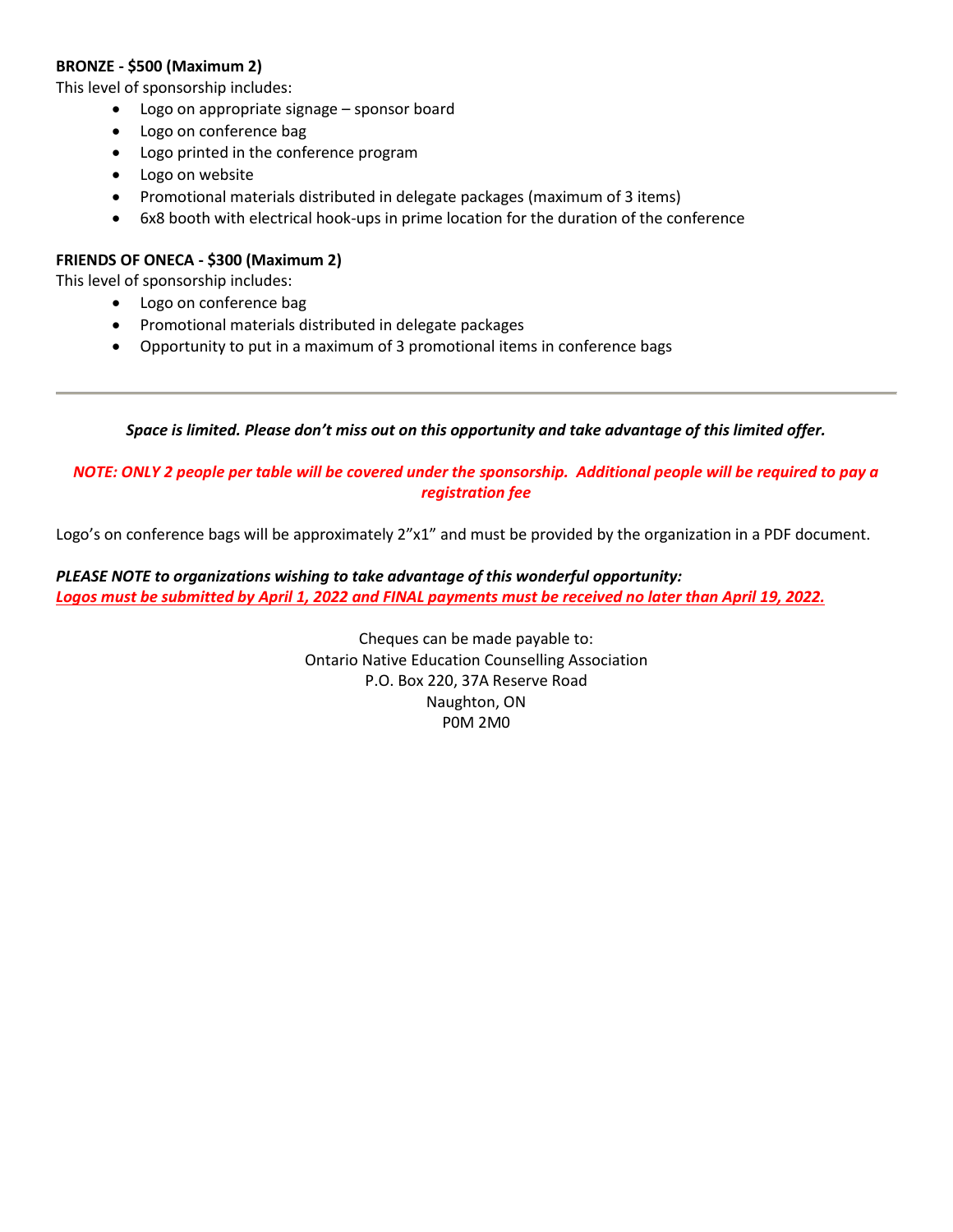**BRONZE - $500 (Maximum 2)**

This level of sponsorship includes:

- Logo on appropriate signage – sponsor board
- Logo on conference bag
- Logo printed in the conference program
- Logo on website
- Promotional materials distributed in delegate packages (maximum of 3 items)
- 6x8 booth with electrical hook-ups in prime location for the duration of the conference

**FRIENDS OF ONECA - $300 (Maximum 2)**

This level of sponsorship includes:

- Logo on conference bag
- Promotional materials distributed in delegate packages
- Opportunity to put in a maximum of 3 promotional items in conference bags

---

***Space is limited. Please don't miss out on this opportunity and take advantage of this limited offer.***

***NOTE: ONLY 2 people per table will be covered under the sponsorship. Additional people will be required to pay a registration fee***

Logo's on conference bags will be approximately 2"x1" and must be provided by the organization in a PDF document.

***PLEASE NOTE to organizations wishing to take advantage of this wonderful opportunity:***
***Logos must be submitted by April 1, 2022 and FINAL payments must be received no later than April 19, 2022.***

Cheques can be made payable to:
Ontario Native Education Counselling Association
P.O. Box 220, 37A Reserve Road
Naughton, ON
P0M 2M0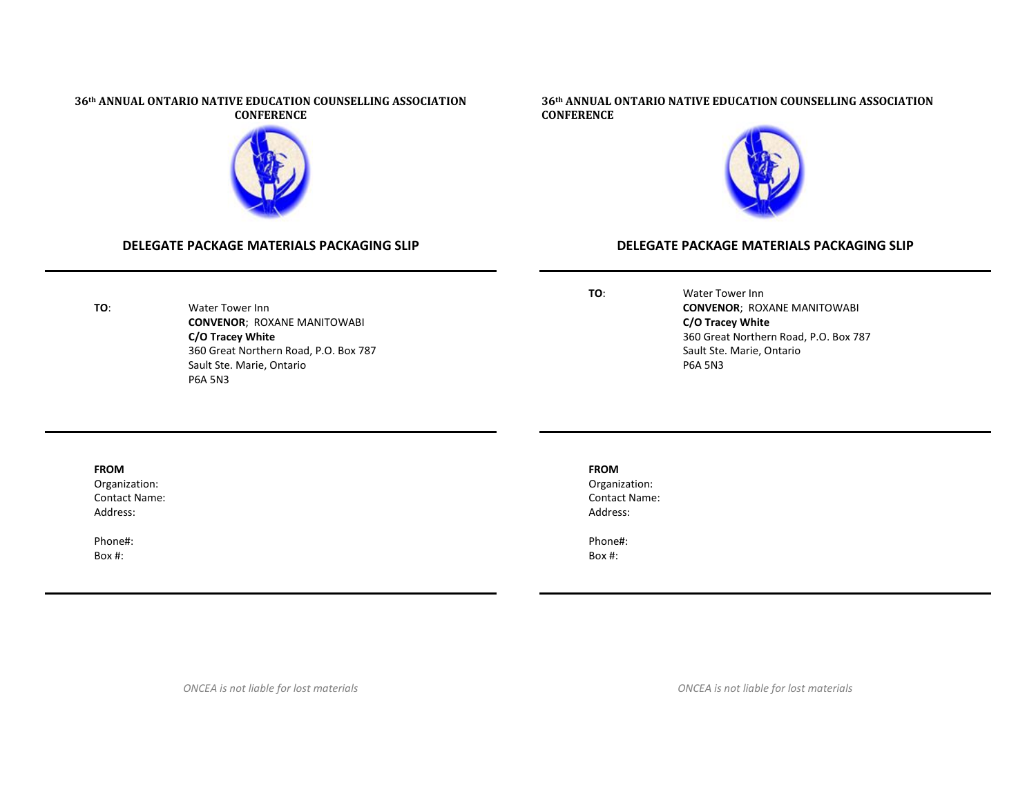**36th ANNUAL ONTARIO NATIVE EDUCATION COUNSELLING ASSOCIATION CONFERENCE**

## DELEGATE PACKAGE MATERIALS PACKAGING SLIP

---

**TO**: Water Tower Inn
**CONVENOR**; ROXANE MANITOWABI
**C/O Tracey White**
360 Great Northern Road, P.O. Box 787
Sault Ste. Marie, Ontario
P6A 5N3

---

**FROM**
Organization:
Contact Name:
Address:

Phone#:
Box #:

---

*ONCEA is not liable for lost materials*

**36th ANNUAL ONTARIO NATIVE EDUCATION COUNSELLING ASSOCIATION CONFERENCE**

## DELEGATE PACKAGE MATERIALS PACKAGING SLIP

---

**TO**: Water Tower Inn
**CONVENOR**; ROXANE MANITOWABI
**C/O Tracey White**
360 Great Northern Road, P.O. Box 787
Sault Ste. Marie, Ontario
P6A 5N3

---

**FROM**
Organization:
Contact Name:
Address:

Phone#:
Box #:

---

*ONCEA is not liable for lost materials*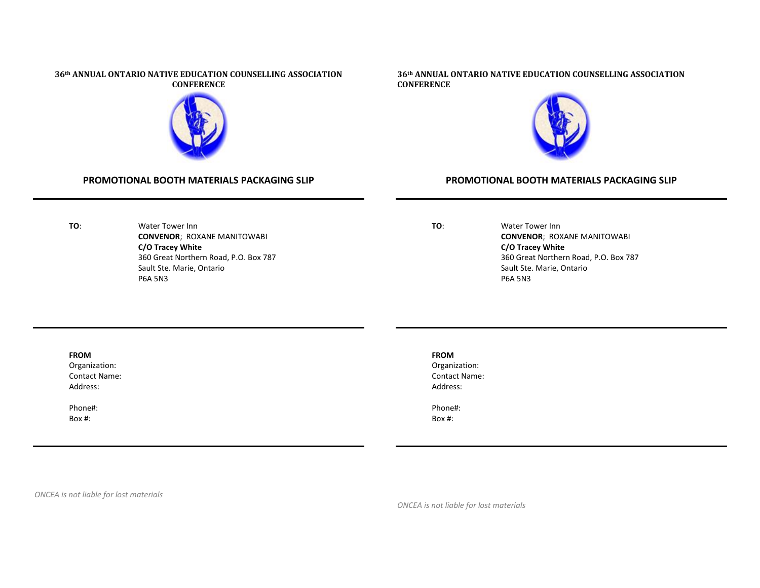**36th ANNUAL ONTARIO NATIVE EDUCATION COUNSELLING ASSOCIATION CONFERENCE**

## PROMOTIONAL BOOTH MATERIALS PACKAGING SLIP

---

**TO**:

Water Tower Inn
**CONVENOR**; ROXANE MANITOWABI
**C/O Tracey White**
360 Great Northern Road, P.O. Box 787
Sault Ste. Marie, Ontario
P6A 5N3

---

**FROM**
Organization:
Contact Name:
Address:

Phone#:
Box #:

---

*ONCEA is not liable for lost materials*

**36th ANNUAL ONTARIO NATIVE EDUCATION COUNSELLING ASSOCIATION CONFERENCE**

## PROMOTIONAL BOOTH MATERIALS PACKAGING SLIP

---

**TO**:

Water Tower Inn
**CONVENOR**; ROXANE MANITOWABI
**C/O Tracey White**
360 Great Northern Road, P.O. Box 787
Sault Ste. Marie, Ontario
P6A 5N3

---

**FROM**
Organization:
Contact Name:
Address:

Phone#:
Box #:

---

*ONCEA is not liable for lost materials*